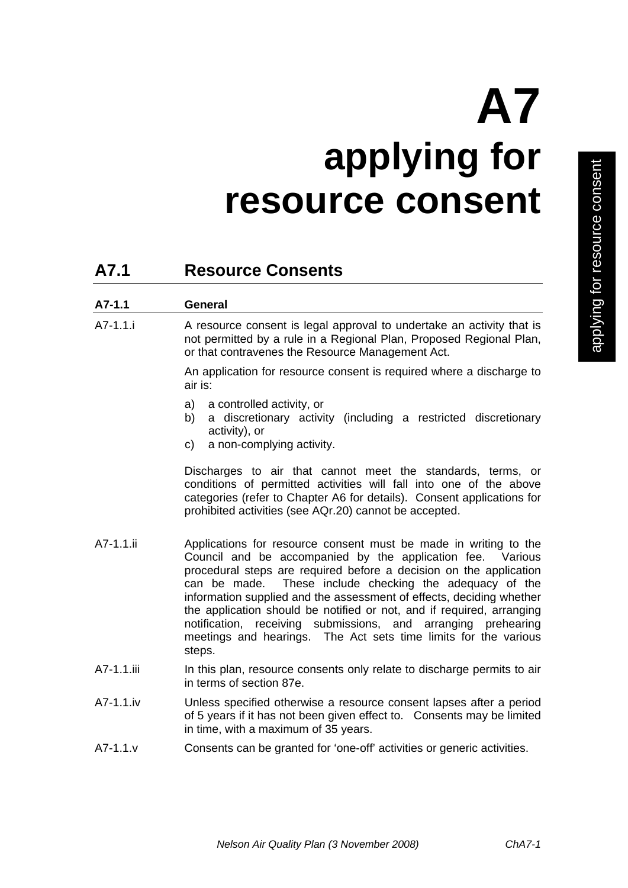# A7 applying for resource consent

## A7.1 Resource Consents

### A7-1.1 General

A7-1.1.i A resource consent is legal approval to undertake an activity that is not permitted by a rule in a Regional Plan, Proposed Regional Plan, or that contravenes the Resource Management Act.

An application for resource consent is required where a discharge to air is:

a) a controlled activity, or
b) a discretionary activity (including a restricted discretionary activity), or
c) a non-complying activity.

Discharges to air that cannot meet the standards, terms, or conditions of permitted activities will fall into one of the above categories (refer to Chapter A6 for details). Consent applications for prohibited activities (see AQr.20) cannot be accepted.

A7-1.1.ii Applications for resource consent must be made in writing to the Council and be accompanied by the application fee. Various procedural steps are required before a decision on the application can be made. These include checking the adequacy of the information supplied and the assessment of effects, deciding whether the application should be notified or not, and if required, arranging notification, receiving submissions, and arranging prehearing meetings and hearings. The Act sets time limits for the various steps.

A7-1.1.iii In this plan, resource consents only relate to discharge permits to air in terms of section 87e.

A7-1.1.iv Unless specified otherwise a resource consent lapses after a period of 5 years if it has not been given effect to. Consents may be limited in time, with a maximum of 35 years.

A7-1.1.v Consents can be granted for 'one-off' activities or generic activities.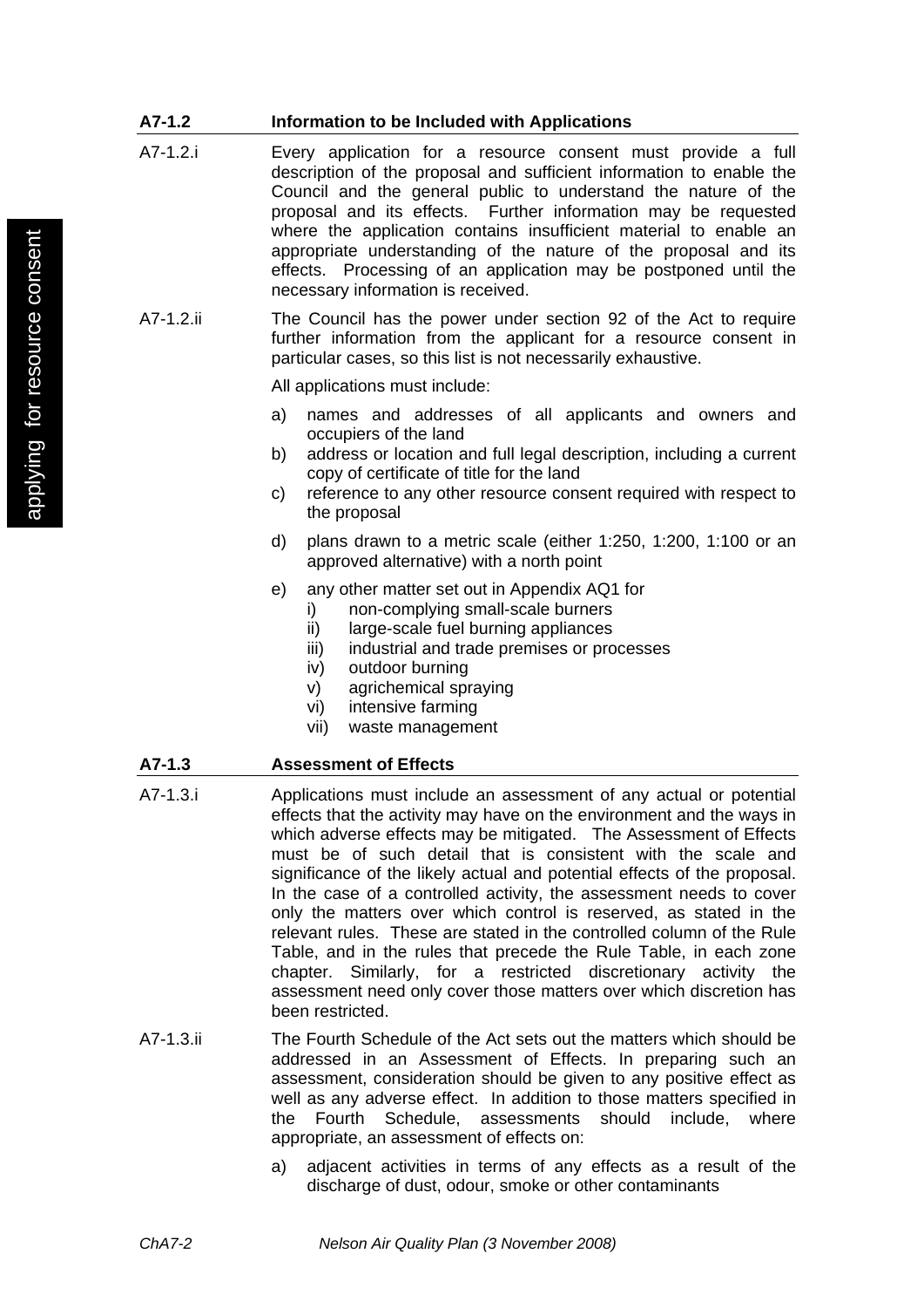### A7-1.2 Information to be Included with Applications

A7-1.2.i Every application for a resource consent must provide a full description of the proposal and sufficient information to enable the Council and the general public to understand the nature of the proposal and its effects. Further information may be requested where the application contains insufficient material to enable an appropriate understanding of the nature of the proposal and its effects. Processing of an application may be postponed until the necessary information is received.

A7-1.2.ii The Council has the power under section 92 of the Act to require further information from the applicant for a resource consent in particular cases, so this list is not necessarily exhaustive.

All applications must include:

a) names and addresses of all applicants and owners and occupiers of the land
b) address or location and full legal description, including a current copy of certificate of title for the land
c) reference to any other resource consent required with respect to the proposal
d) plans drawn to a metric scale (either 1:250, 1:200, 1:100 or an approved alternative) with a north point
e) any other matter set out in Appendix AQ1 for
   i) non-complying small-scale burners
   ii) large-scale fuel burning appliances
   iii) industrial and trade premises or processes
   iv) outdoor burning
   v) agrichemical spraying
   vi) intensive farming
   vii) waste management

### A7-1.3 Assessment of Effects

A7-1.3.i Applications must include an assessment of any actual or potential effects that the activity may have on the environment and the ways in which adverse effects may be mitigated. The Assessment of Effects must be of such detail that is consistent with the scale and significance of the likely actual and potential effects of the proposal. In the case of a controlled activity, the assessment needs to cover only the matters over which control is reserved, as stated in the relevant rules. These are stated in the controlled column of the Rule Table, and in the rules that precede the Rule Table, in each zone chapter. Similarly, for a restricted discretionary activity the assessment need only cover those matters over which discretion has been restricted.

A7-1.3.ii The Fourth Schedule of the Act sets out the matters which should be addressed in an Assessment of Effects. In preparing such an assessment, consideration should be given to any positive effect as well as any adverse effect. In addition to those matters specified in the Fourth Schedule, assessments should include, where appropriate, an assessment of effects on:

a) adjacent activities in terms of any effects as a result of the discharge of dust, odour, smoke or other contaminants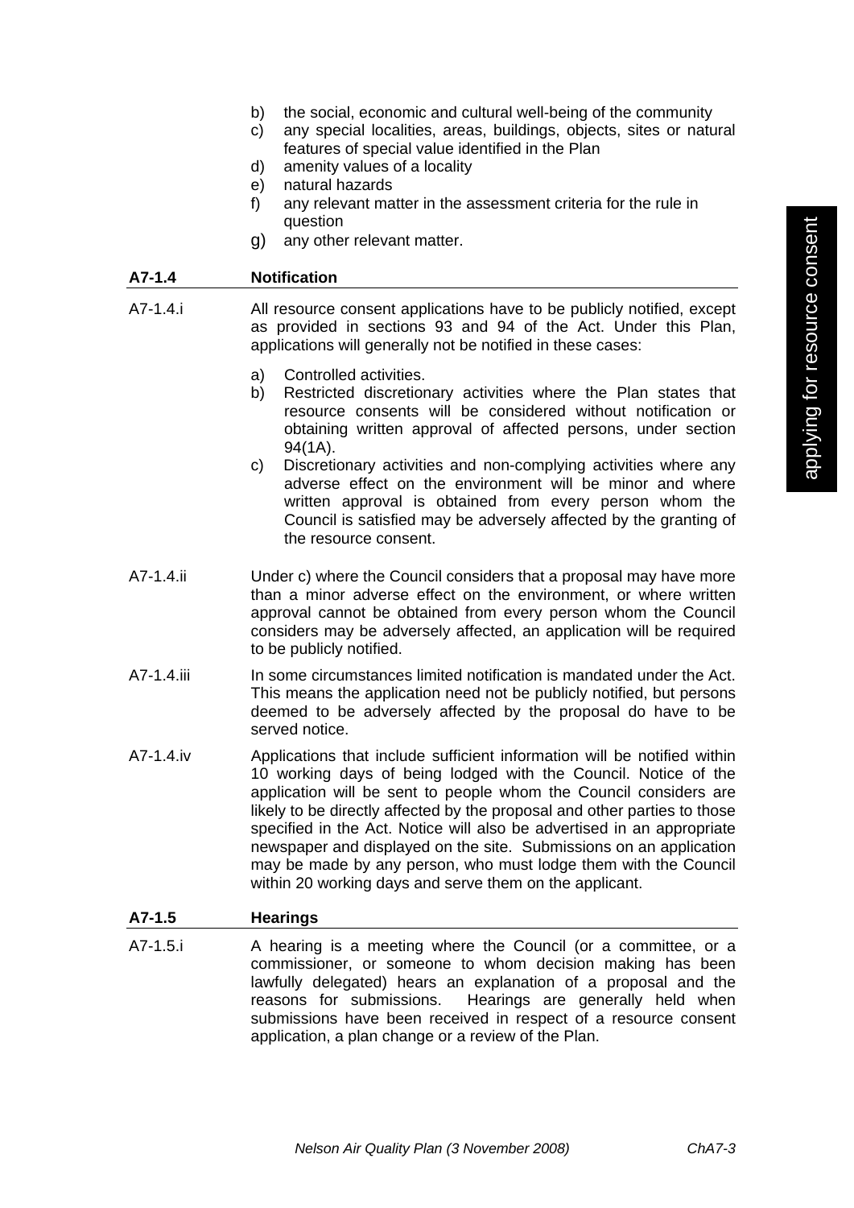b) the social, economic and cultural well-being of the community
c) any special localities, areas, buildings, objects, sites or natural features of special value identified in the Plan
d) amenity values of a locality
e) natural hazards
f) any relevant matter in the assessment criteria for the rule in question
g) any other relevant matter.

## A7-1.4 Notification

A7-1.4.i All resource consent applications have to be publicly notified, except as provided in sections 93 and 94 of the Act. Under this Plan, applications will generally not be notified in these cases:

a) Controlled activities.
b) Restricted discretionary activities where the Plan states that resource consents will be considered without notification or obtaining written approval of affected persons, under section 94(1A).
c) Discretionary activities and non-complying activities where any adverse effect on the environment will be minor and where written approval is obtained from every person whom the Council is satisfied may be adversely affected by the granting of the resource consent.

A7-1.4.ii Under c) where the Council considers that a proposal may have more than a minor adverse effect on the environment, or where written approval cannot be obtained from every person whom the Council considers may be adversely affected, an application will be required to be publicly notified.

A7-1.4.iii In some circumstances limited notification is mandated under the Act. This means the application need not be publicly notified, but persons deemed to be adversely affected by the proposal do have to be served notice.

A7-1.4.iv Applications that include sufficient information will be notified within 10 working days of being lodged with the Council. Notice of the application will be sent to people whom the Council considers are likely to be directly affected by the proposal and other parties to those specified in the Act. Notice will also be advertised in an appropriate newspaper and displayed on the site. Submissions on an application may be made by any person, who must lodge them with the Council within 20 working days and serve them on the applicant.

## A7-1.5 Hearings

A7-1.5.i A hearing is a meeting where the Council (or a committee, or a commissioner, or someone to whom decision making has been lawfully delegated) hears an explanation of a proposal and the reasons for submissions. Hearings are generally held when submissions have been received in respect of a resource consent application, a plan change or a review of the Plan.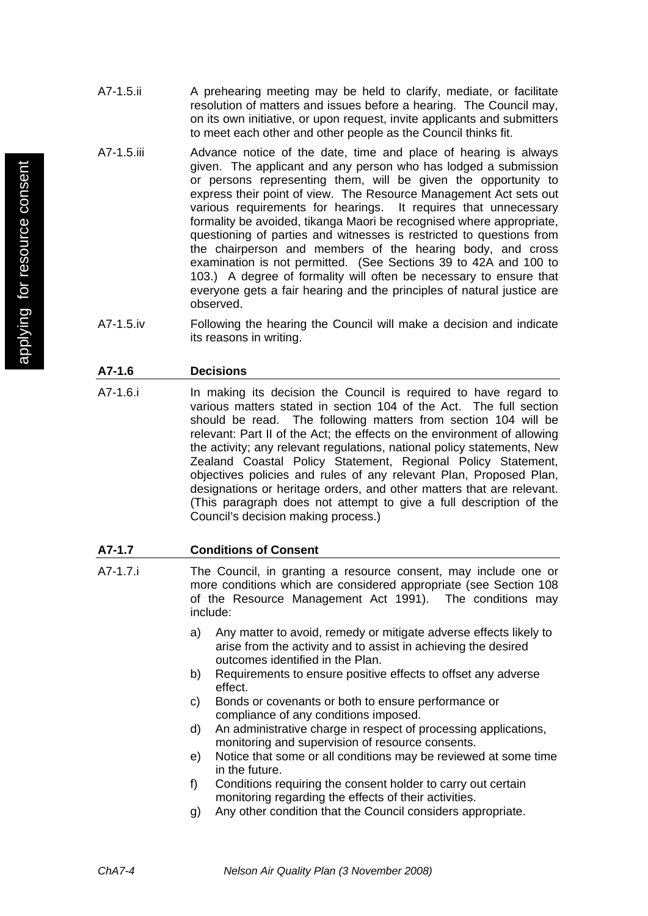A7-1.5.ii A prehearing meeting may be held to clarify, mediate, or facilitate resolution of matters and issues before a hearing. The Council may, on its own initiative, or upon request, invite applicants and submitters to meet each other and other people as the Council thinks fit.

A7-1.5.iii Advance notice of the date, time and place of hearing is always given. The applicant and any person who has lodged a submission or persons representing them, will be given the opportunity to express their point of view. The Resource Management Act sets out various requirements for hearings. It requires that unnecessary formality be avoided, tikanga Maori be recognised where appropriate, questioning of parties and witnesses is restricted to questions from the chairperson and members of the hearing body, and cross examination is not permitted. (See Sections 39 to 42A and 100 to 103.) A degree of formality will often be necessary to ensure that everyone gets a fair hearing and the principles of natural justice are observed.

A7-1.5.iv Following the hearing the Council will make a decision and indicate its reasons in writing.

### A7-1.6 Decisions

A7-1.6.i In making its decision the Council is required to have regard to various matters stated in section 104 of the Act. The full section should be read. The following matters from section 104 will be relevant: Part II of the Act; the effects on the environment of allowing the activity; any relevant regulations, national policy statements, New Zealand Coastal Policy Statement, Regional Policy Statement, objectives policies and rules of any relevant Plan, Proposed Plan, designations or heritage orders, and other matters that are relevant. (This paragraph does not attempt to give a full description of the Council's decision making process.)

### A7-1.7 Conditions of Consent

A7-1.7.i The Council, in granting a resource consent, may include one or more conditions which are considered appropriate (see Section 108 of the Resource Management Act 1991). The conditions may include:

a) Any matter to avoid, remedy or mitigate adverse effects likely to arise from the activity and to assist in achieving the desired outcomes identified in the Plan.
b) Requirements to ensure positive effects to offset any adverse effect.
c) Bonds or covenants or both to ensure performance or compliance of any conditions imposed.
d) An administrative charge in respect of processing applications, monitoring and supervision of resource consents.
e) Notice that some or all conditions may be reviewed at some time in the future.
f) Conditions requiring the consent holder to carry out certain monitoring regarding the effects of their activities.
g) Any other condition that the Council considers appropriate.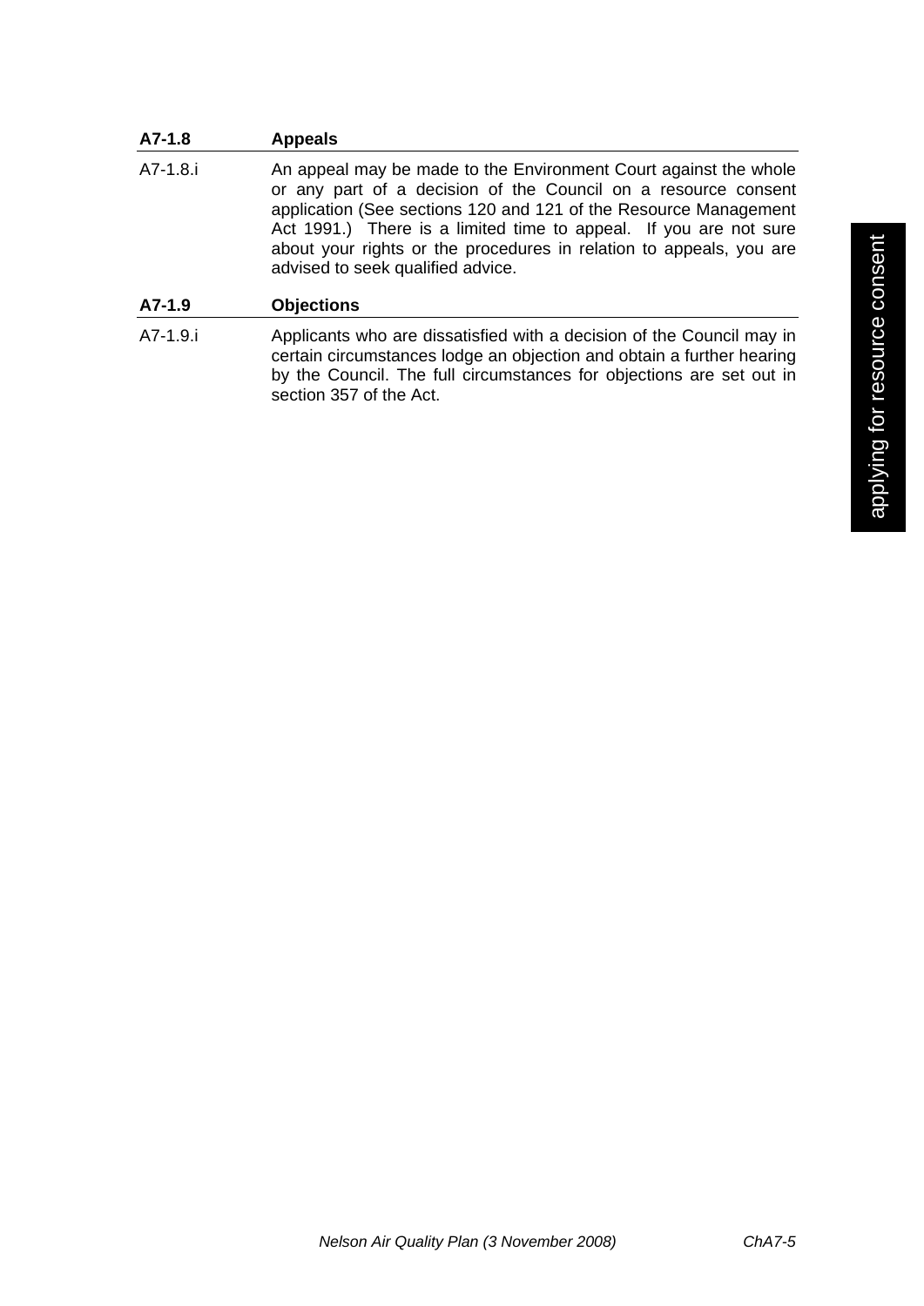### A7-1.8 Appeals

A7-1.8.i An appeal may be made to the Environment Court against the whole or any part of a decision of the Council on a resource consent application (See sections 120 and 121 of the Resource Management Act 1991.) There is a limited time to appeal. If you are not sure about your rights or the procedures in relation to appeals, you are advised to seek qualified advice.

### A7-1.9 Objections

A7-1.9.i Applicants who are dissatisfied with a decision of the Council may in certain circumstances lodge an objection and obtain a further hearing by the Council. The full circumstances for objections are set out in section 357 of the Act.